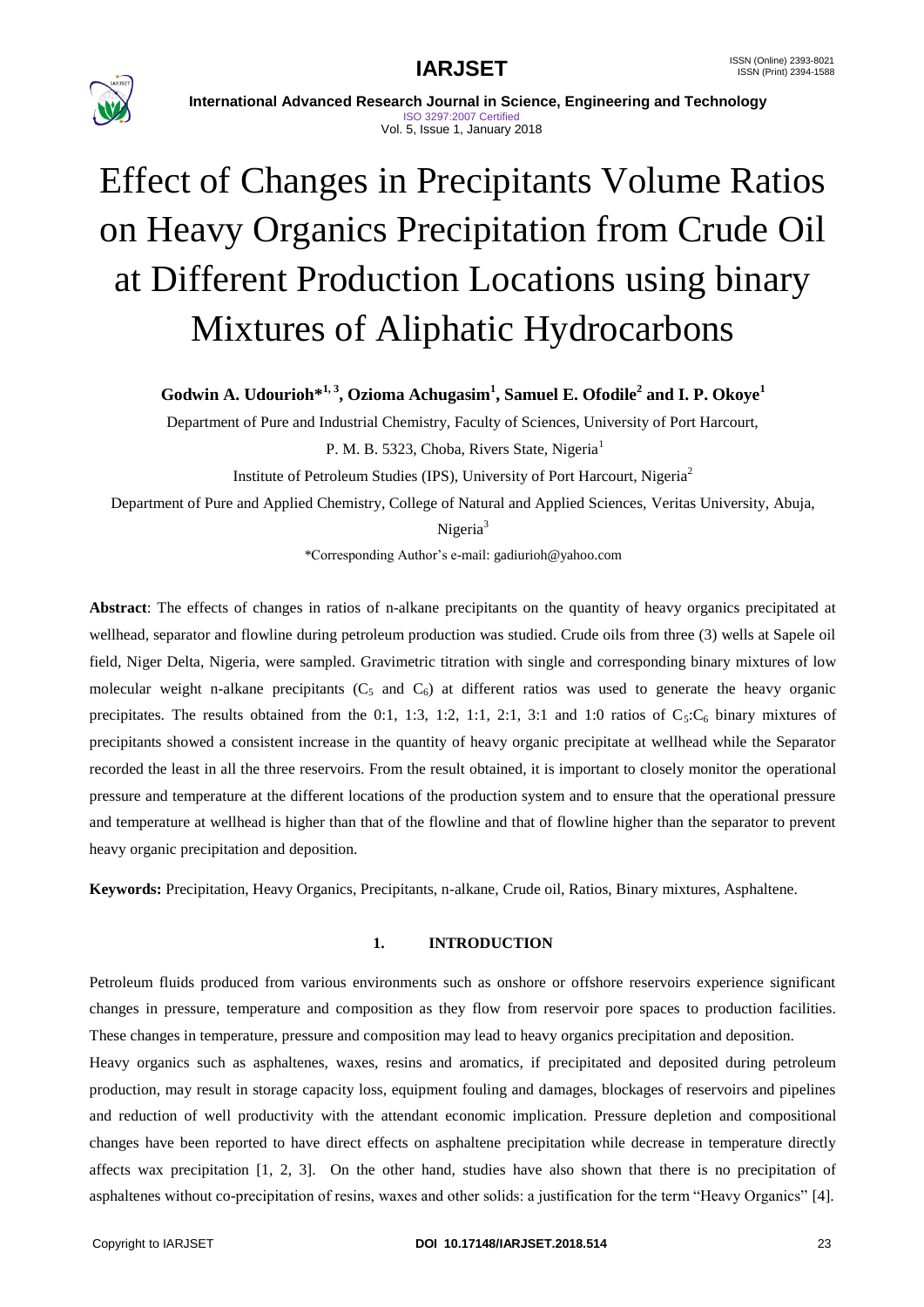# Effect of Changes in Precipitants Volume Ratios on Heavy Organics Precipitation from Crude Oil at Different Production Locations using binary Mixtures of Aliphatic Hydrocarbons

**Godwin A. Udourioh*[1, 3], Ozioma Achugasim[1], Samuel E. Ofodile[2] and I. P. Okoye[1]**

Department of Pure and Industrial Chemistry, Faculty of Sciences, University of Port Harcourt, P. M. B. 5323, Choba, Rivers State, Nigeria[1]

Institute of Petroleum Studies (IPS), University of Port Harcourt, Nigeria[2]

Department of Pure and Applied Chemistry, College of Natural and Applied Sciences, Veritas University, Abuja, Nigeria[3]

*Corresponding Author's e-mail: gadiurioh@yahoo.com

**Abstract**: The effects of changes in ratios of n-alkane precipitants on the quantity of heavy organics precipitated at wellhead, separator and flowline during petroleum production was studied. Crude oils from three (3) wells at Sapele oil field, Niger Delta, Nigeria, were sampled. Gravimetric titration with single and corresponding binary mixtures of low molecular weight n-alkane precipitants ($C_5$ and $C_6$) at different ratios was used to generate the heavy organic precipitates. The results obtained from the 0:1, 1:3, 1:2, 1:1, 2:1, 3:1 and 1:0 ratios of $C_5$:$C_6$ binary mixtures of precipitants showed a consistent increase in the quantity of heavy organic precipitate at wellhead while the Separator recorded the least in all the three reservoirs. From the result obtained, it is important to closely monitor the operational pressure and temperature at the different locations of the production system and to ensure that the operational pressure and temperature at wellhead is higher than that of the flowline and that of flowline higher than the separator to prevent heavy organic precipitation and deposition.

**Keywords:** Precipitation, Heavy Organics, Precipitants, n-alkane, Crude oil, Ratios, Binary mixtures, Asphaltene.

## 1. INTRODUCTION

Petroleum fluids produced from various environments such as onshore or offshore reservoirs experience significant changes in pressure, temperature and composition as they flow from reservoir pore spaces to production facilities. These changes in temperature, pressure and composition may lead to heavy organics precipitation and deposition.

Heavy organics such as asphaltenes, waxes, resins and aromatics, if precipitated and deposited during petroleum production, may result in storage capacity loss, equipment fouling and damages, blockages of reservoirs and pipelines and reduction of well productivity with the attendant economic implication. Pressure depletion and compositional changes have been reported to have direct effects on asphaltene precipitation while decrease in temperature directly affects wax precipitation [1, 2, 3]. On the other hand, studies have also shown that there is no precipitation of asphaltenes without co-precipitation of resins, waxes and other solids: a justification for the term "Heavy Organics" [4].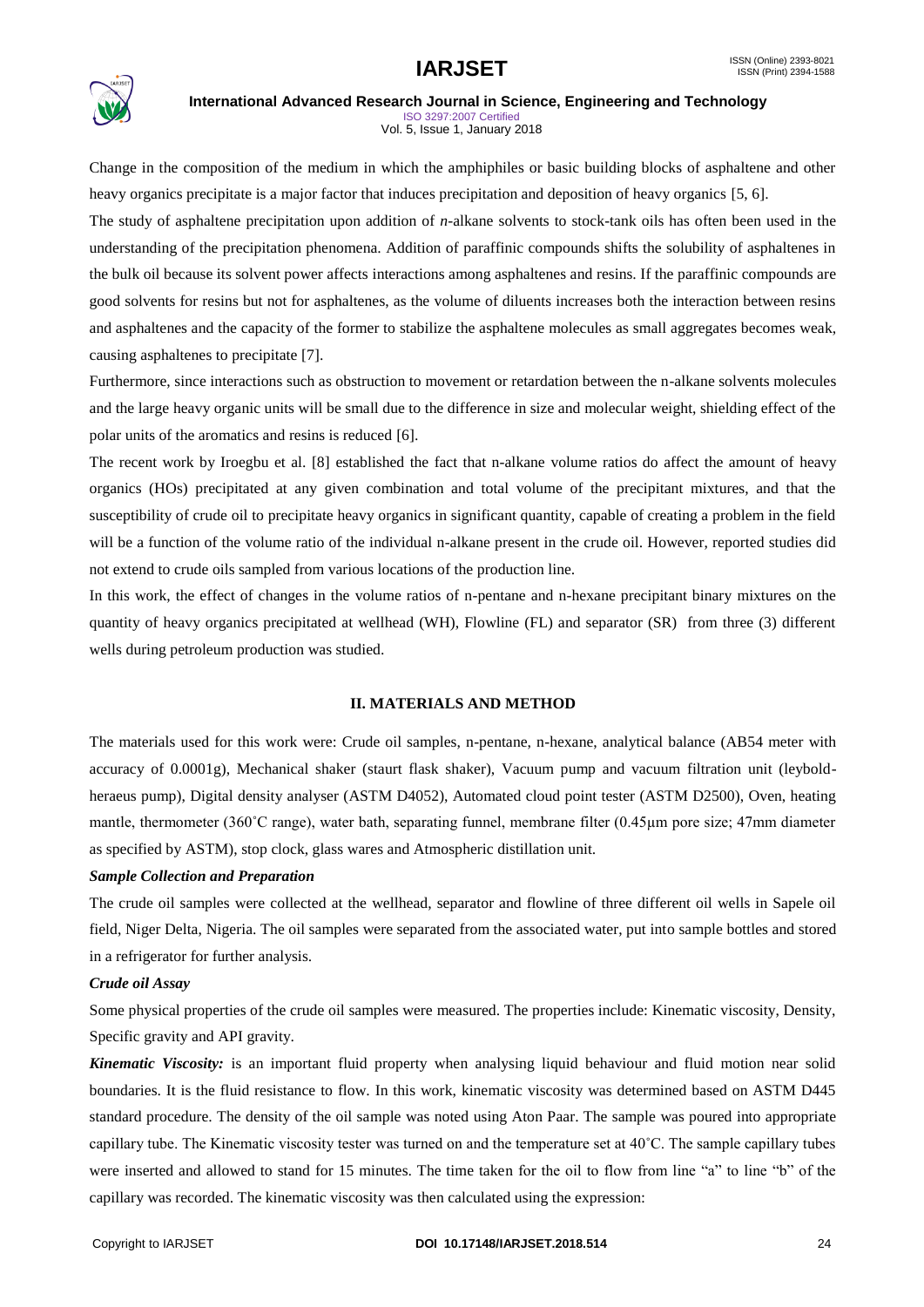Change in the composition of the medium in which the amphiphiles or basic building blocks of asphaltene and other heavy organics precipitate is a major factor that induces precipitation and deposition of heavy organics [5, 6].

The study of asphaltene precipitation upon addition of *n*-alkane solvents to stock-tank oils has often been used in the understanding of the precipitation phenomena. Addition of paraffinic compounds shifts the solubility of asphaltenes in the bulk oil because its solvent power affects interactions among asphaltenes and resins. If the paraffinic compounds are good solvents for resins but not for asphaltenes, as the volume of diluents increases both the interaction between resins and asphaltenes and the capacity of the former to stabilize the asphaltene molecules as small aggregates becomes weak, causing asphaltenes to precipitate [7].

Furthermore, since interactions such as obstruction to movement or retardation between the n-alkane solvents molecules and the large heavy organic units will be small due to the difference in size and molecular weight, shielding effect of the polar units of the aromatics and resins is reduced [6].

The recent work by Iroegbu et al. [8] established the fact that n-alkane volume ratios do affect the amount of heavy organics (HOs) precipitated at any given combination and total volume of the precipitant mixtures, and that the susceptibility of crude oil to precipitate heavy organics in significant quantity, capable of creating a problem in the field will be a function of the volume ratio of the individual n-alkane present in the crude oil. However, reported studies did not extend to crude oils sampled from various locations of the production line.

In this work, the effect of changes in the volume ratios of n-pentane and n-hexane precipitant binary mixtures on the quantity of heavy organics precipitated at wellhead (WH), Flowline (FL) and separator (SR) from three (3) different wells during petroleum production was studied.

## II. MATERIALS AND METHOD

The materials used for this work were: Crude oil samples, n-pentane, n-hexane, analytical balance (AB54 meter with accuracy of 0.0001g), Mechanical shaker (staurt flask shaker), Vacuum pump and vacuum filtration unit (leybold-heraeus pump), Digital density analyser (ASTM D4052), Automated cloud point tester (ASTM D2500), Oven, heating mantle, thermometer (360˚C range), water bath, separating funnel, membrane filter (0.45μm pore size; 47mm diameter as specified by ASTM), stop clock, glass wares and Atmospheric distillation unit.

### *Sample Collection and Preparation*

The crude oil samples were collected at the wellhead, separator and flowline of three different oil wells in Sapele oil field, Niger Delta, Nigeria. The oil samples were separated from the associated water, put into sample bottles and stored in a refrigerator for further analysis.

### *Crude oil Assay*

Some physical properties of the crude oil samples were measured. The properties include: Kinematic viscosity, Density, Specific gravity and API gravity.

***Kinematic Viscosity:*** is an important fluid property when analysing liquid behaviour and fluid motion near solid boundaries. It is the fluid resistance to flow. In this work, kinematic viscosity was determined based on ASTM D445 standard procedure. The density of the oil sample was noted using Aton Paar. The sample was poured into appropriate capillary tube. The Kinematic viscosity tester was turned on and the temperature set at 40˚C. The sample capillary tubes were inserted and allowed to stand for 15 minutes. The time taken for the oil to flow from line "a" to line "b" of the capillary was recorded. The kinematic viscosity was then calculated using the expression: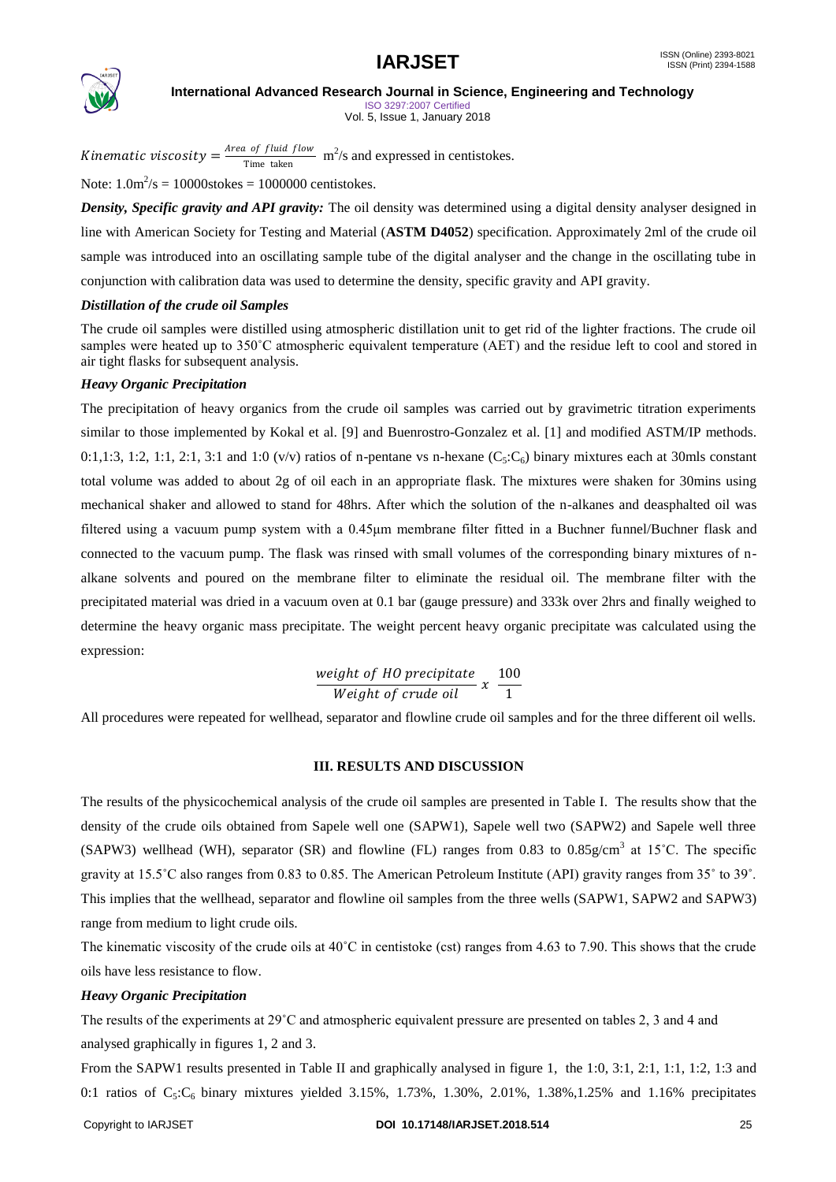$$Kinematic\ viscosity = \frac{Area\ of\ fluid\ flow}{\text{Time taken}}\ m^2/s$$ and expressed in centistokes.

Note: $1.0m^2/s$ = 10000stokes = 1000000 centistokes.

***Density, Specific gravity and API gravity:*** The oil density was determined using a digital density analyser designed in line with American Society for Testing and Material (**ASTM D4052**) specification. Approximately 2ml of the crude oil sample was introduced into an oscillating sample tube of the digital analyser and the change in the oscillating tube in conjunction with calibration data was used to determine the density, specific gravity and API gravity.

### *Distillation of the crude oil Samples*

The crude oil samples were distilled using atmospheric distillation unit to get rid of the lighter fractions. The crude oil samples were heated up to 350˚C atmospheric equivalent temperature (AET) and the residue left to cool and stored in air tight flasks for subsequent analysis.

### *Heavy Organic Precipitation*

The precipitation of heavy organics from the crude oil samples was carried out by gravimetric titration experiments similar to those implemented by Kokal et al. [9] and Buenrostro-Gonzalez et al. [1] and modified ASTM/IP methods. 0:1,1:3, 1:2, 1:1, 2:1, 3:1 and 1:0 (v/v) ratios of n-pentane vs n-hexane ($C_5$:$C_6$) binary mixtures each at 30mls constant total volume was added to about 2g of oil each in an appropriate flask. The mixtures were shaken for 30mins using mechanical shaker and allowed to stand for 48hrs. After which the solution of the n-alkanes and deasphalted oil was filtered using a vacuum pump system with a 0.45µm membrane filter fitted in a Buchner funnel/Buchner flask and connected to the vacuum pump. The flask was rinsed with small volumes of the corresponding binary mixtures of n-alkane solvents and poured on the membrane filter to eliminate the residual oil. The membrane filter with the precipitated material was dried in a vacuum oven at 0.1 bar (gauge pressure) and 333k over 2hrs and finally weighed to determine the heavy organic mass precipitate. The weight percent heavy organic precipitate was calculated using the expression:

$$\frac{weight\ of\ HO\ precipitate}{Weight\ of\ crude\ oil}\ x\ \frac{100}{1}$$

All procedures were repeated for wellhead, separator and flowline crude oil samples and for the three different oil wells.

## III. RESULTS AND DISCUSSION

The results of the physicochemical analysis of the crude oil samples are presented in Table I. The results show that the density of the crude oils obtained from Sapele well one (SAPW1), Sapele well two (SAPW2) and Sapele well three (SAPW3) wellhead (WH), separator (SR) and flowline (FL) ranges from 0.83 to 0.85g/cm$^3$ at 15˚C. The specific gravity at 15.5˚C also ranges from 0.83 to 0.85. The American Petroleum Institute (API) gravity ranges from 35˚ to 39˚. This implies that the wellhead, separator and flowline oil samples from the three wells (SAPW1, SAPW2 and SAPW3) range from medium to light crude oils.

The kinematic viscosity of the crude oils at 40˚C in centistoke (cst) ranges from 4.63 to 7.90. This shows that the crude oils have less resistance to flow.

### *Heavy Organic Precipitation*

The results of the experiments at 29˚C and atmospheric equivalent pressure are presented on tables 2, 3 and 4 and analysed graphically in figures 1, 2 and 3.

From the SAPW1 results presented in Table II and graphically analysed in figure 1, the 1:0, 3:1, 2:1, 1:1, 1:2, 1:3 and 0:1 ratios of $C_5$:$C_6$ binary mixtures yielded 3.15%, 1.73%, 1.30%, 2.01%, 1.38%,1.25% and 1.16% precipitates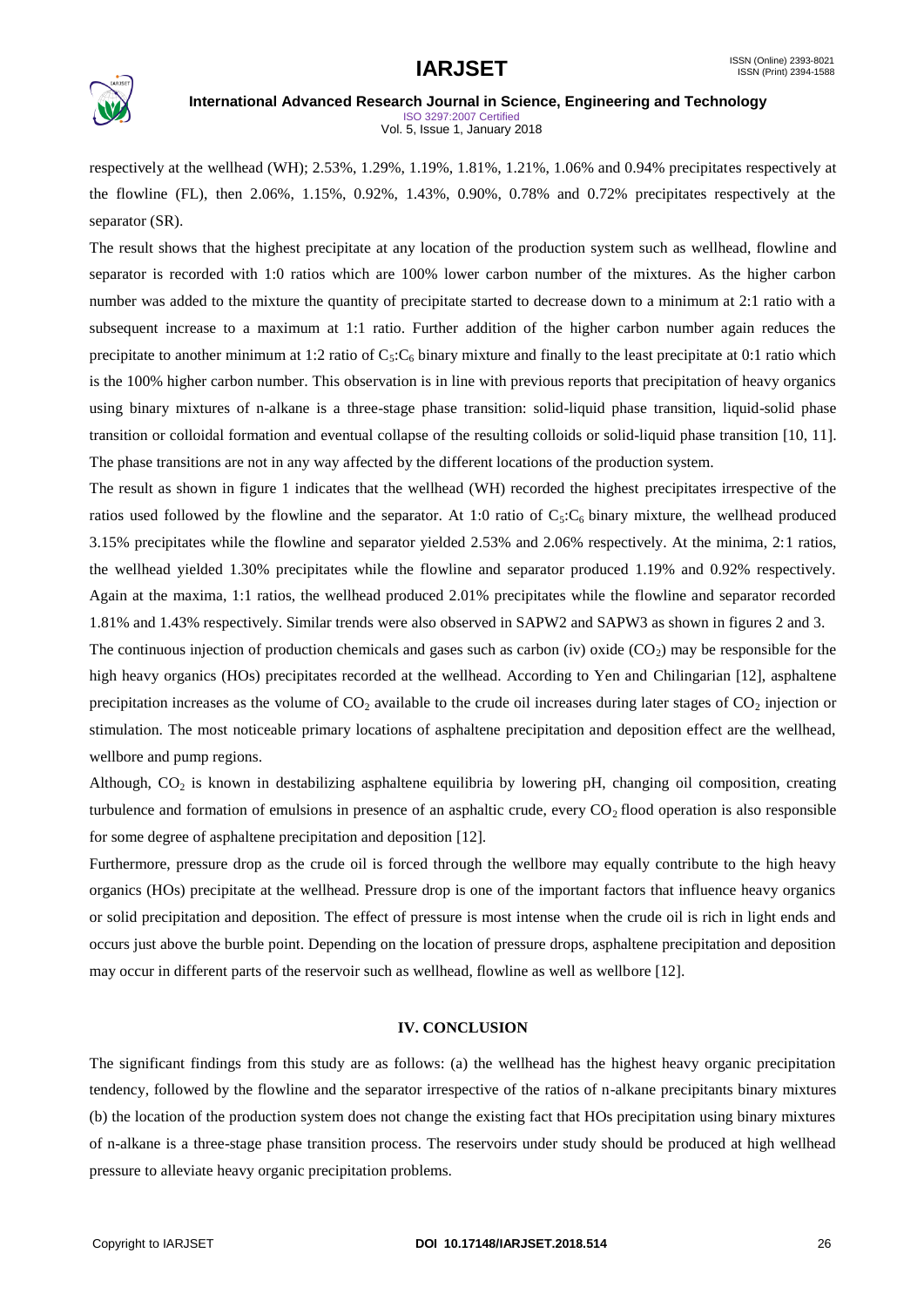respectively at the wellhead (WH); 2.53%, 1.29%, 1.19%, 1.81%, 1.21%, 1.06% and 0.94% precipitates respectively at the flowline (FL), then 2.06%, 1.15%, 0.92%, 1.43%, 0.90%, 0.78% and 0.72% precipitates respectively at the separator (SR).

The result shows that the highest precipitate at any location of the production system such as wellhead, flowline and separator is recorded with 1:0 ratios which are 100% lower carbon number of the mixtures. As the higher carbon number was added to the mixture the quantity of precipitate started to decrease down to a minimum at 2:1 ratio with a subsequent increase to a maximum at 1:1 ratio. Further addition of the higher carbon number again reduces the precipitate to another minimum at 1:2 ratio of $C_5$:$C_6$ binary mixture and finally to the least precipitate at 0:1 ratio which is the 100% higher carbon number. This observation is in line with previous reports that precipitation of heavy organics using binary mixtures of n-alkane is a three-stage phase transition: solid-liquid phase transition, liquid-solid phase transition or colloidal formation and eventual collapse of the resulting colloids or solid-liquid phase transition [10, 11]. The phase transitions are not in any way affected by the different locations of the production system.

The result as shown in figure 1 indicates that the wellhead (WH) recorded the highest precipitates irrespective of the ratios used followed by the flowline and the separator. At 1:0 ratio of $C_5$:$C_6$ binary mixture, the wellhead produced 3.15% precipitates while the flowline and separator yielded 2.53% and 2.06% respectively. At the minima, 2:1 ratios, the wellhead yielded 1.30% precipitates while the flowline and separator produced 1.19% and 0.92% respectively. Again at the maxima, 1:1 ratios, the wellhead produced 2.01% precipitates while the flowline and separator recorded 1.81% and 1.43% respectively. Similar trends were also observed in SAPW2 and SAPW3 as shown in figures 2 and 3.

The continuous injection of production chemicals and gases such as carbon (iv) oxide ($CO_2$) may be responsible for the high heavy organics (HOs) precipitates recorded at the wellhead. According to Yen and Chilingarian [12], asphaltene precipitation increases as the volume of $CO_2$ available to the crude oil increases during later stages of $CO_2$ injection or stimulation. The most noticeable primary locations of asphaltene precipitation and deposition effect are the wellhead, wellbore and pump regions.

Although, $CO_2$ is known in destabilizing asphaltene equilibria by lowering pH, changing oil composition, creating turbulence and formation of emulsions in presence of an asphaltic crude, every $CO_2$ flood operation is also responsible for some degree of asphaltene precipitation and deposition [12].

Furthermore, pressure drop as the crude oil is forced through the wellbore may equally contribute to the high heavy organics (HOs) precipitate at the wellhead. Pressure drop is one of the important factors that influence heavy organics or solid precipitation and deposition. The effect of pressure is most intense when the crude oil is rich in light ends and occurs just above the burble point. Depending on the location of pressure drops, asphaltene precipitation and deposition may occur in different parts of the reservoir such as wellhead, flowline as well as wellbore [12].

## IV. CONCLUSION

The significant findings from this study are as follows: (a) the wellhead has the highest heavy organic precipitation tendency, followed by the flowline and the separator irrespective of the ratios of n-alkane precipitants binary mixtures (b) the location of the production system does not change the existing fact that HOs precipitation using binary mixtures of n-alkane is a three-stage phase transition process. The reservoirs under study should be produced at high wellhead pressure to alleviate heavy organic precipitation problems.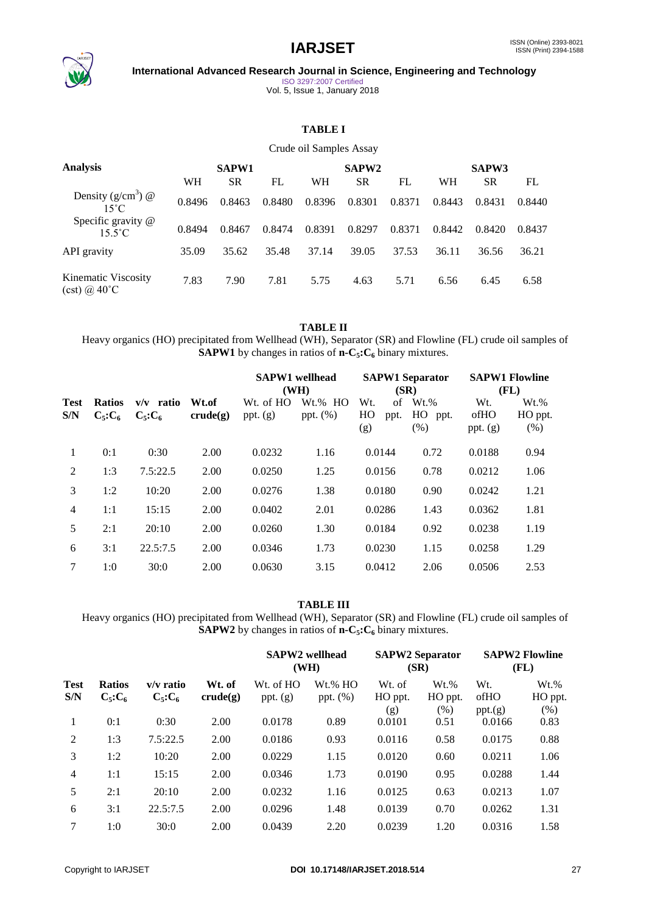**TABLE I**

Crude oil Samples Assay

| Analysis | SAPW1 | | | SAPW2 | | | SAPW3 | | |
|---|---|---|---|---|---|---|---|---|---|
| | WH | SR | FL | WH | SR | FL | WH | SR | FL |
| Density ($g/cm^3$) @ 15˚C | 0.8496 | 0.8463 | 0.8480 | 0.8396 | 0.8301 | 0.8371 | 0.8443 | 0.8431 | 0.8440 |
| Specific gravity @ 15.5˚C | 0.8494 | 0.8467 | 0.8474 | 0.8391 | 0.8297 | 0.8371 | 0.8442 | 0.8420 | 0.8437 |
| API gravity | 35.09 | 35.62 | 35.48 | 37.14 | 39.05 | 37.53 | 36.11 | 36.56 | 36.21 |
| Kinematic Viscosity (cst) @ 40˚C | 7.83 | 7.90 | 7.81 | 5.75 | 4.63 | 5.71 | 6.56 | 6.45 | 6.58 |

**TABLE II**

Heavy organics (HO) precipitated from Wellhead (WH), Separator (SR) and Flowline (FL) crude oil samples of **SAPW1** by changes in ratios of **n-$C_5$:$C_6$** binary mixtures.

| | | | | SAPW1 wellhead (WH) | | SAPW1 Separator (SR) | | SAPW1 Flowline (FL) | |
|---|---|---|---|---|---|---|---|---|---|
| Test S/N | Ratios $C_5$:$C_6$ | v/v ratio $C_5$:$C_6$ | Wt.of crude(g) | Wt. of HO ppt. (g) | Wt.% HO ppt. (%) | Wt. of HO ppt. (g) | Wt.% HO ppt. (%) | Wt. ofHO ppt. (g) | Wt.% HO ppt. (%) |
| 1 | 0:1 | 0:30 | 2.00 | 0.0232 | 1.16 | 0.0144 | 0.72 | 0.0188 | 0.94 |
| 2 | 1:3 | 7.5:22.5 | 2.00 | 0.0250 | 1.25 | 0.0156 | 0.78 | 0.0212 | 1.06 |
| 3 | 1:2 | 10:20 | 2.00 | 0.0276 | 1.38 | 0.0180 | 0.90 | 0.0242 | 1.21 |
| 4 | 1:1 | 15:15 | 2.00 | 0.0402 | 2.01 | 0.0286 | 1.43 | 0.0362 | 1.81 |
| 5 | 2:1 | 20:10 | 2.00 | 0.0260 | 1.30 | 0.0184 | 0.92 | 0.0238 | 1.19 |
| 6 | 3:1 | 22.5:7.5 | 2.00 | 0.0346 | 1.73 | 0.0230 | 1.15 | 0.0258 | 1.29 |
| 7 | 1:0 | 30:0 | 2.00 | 0.0630 | 3.15 | 0.0412 | 2.06 | 0.0506 | 2.53 |

**TABLE III**

Heavy organics (HO) precipitated from Wellhead (WH), Separator (SR) and Flowline (FL) crude oil samples of **SAPW2** by changes in ratios of **n-$C_5$:$C_6$** binary mixtures.

| | | | | SAPW2 wellhead (WH) | | SAPW2 Separator (SR) | | SAPW2 Flowline (FL) | |
|---|---|---|---|---|---|---|---|---|---|
| Test S/N | Ratios $C_5$:$C_6$ | v/v ratio $C_5$:$C_6$ | Wt. of crude(g) | Wt. of HO ppt. (g) | Wt.% HO ppt. (%) | Wt. of HO ppt. (g) | Wt.% HO ppt. (%) | Wt. ofHO ppt.(g) | Wt.% HO ppt. (%) |
| 1 | 0:1 | 0:30 | 2.00 | 0.0178 | 0.89 | 0.0101 | 0.51 | 0.0166 | 0.83 |
| 2 | 1:3 | 7.5:22.5 | 2.00 | 0.0186 | 0.93 | 0.0116 | 0.58 | 0.0175 | 0.88 |
| 3 | 1:2 | 10:20 | 2.00 | 0.0229 | 1.15 | 0.0120 | 0.60 | 0.0211 | 1.06 |
| 4 | 1:1 | 15:15 | 2.00 | 0.0346 | 1.73 | 0.0190 | 0.95 | 0.0288 | 1.44 |
| 5 | 2:1 | 20:10 | 2.00 | 0.0232 | 1.16 | 0.0125 | 0.63 | 0.0213 | 1.07 |
| 6 | 3:1 | 22.5:7.5 | 2.00 | 0.0296 | 1.48 | 0.0139 | 0.70 | 0.0262 | 1.31 |
| 7 | 1:0 | 30:0 | 2.00 | 0.0439 | 2.20 | 0.0239 | 1.20 | 0.0316 | 1.58 |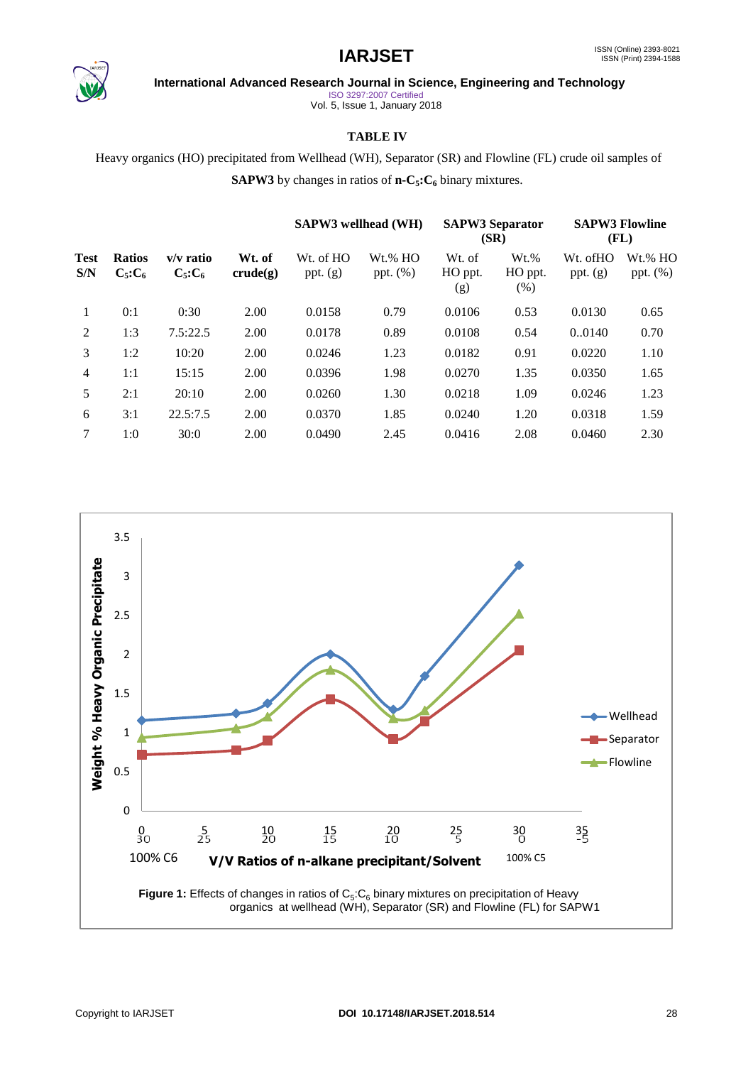**TABLE IV**

Heavy organics (HO) precipitated from Wellhead (WH), Separator (SR) and Flowline (FL) crude oil samples of **SAPW3** by changes in ratios of **n-$C_5$:$C_6$** binary mixtures.

| | | | | SAPW3 wellhead (WH) | | SAPW3 Separator (SR) | | SAPW3 Flowline (FL) | |
|---|---|---|---|---|---|---|---|---|---|
| **Test S/N** | **Ratios $C_5$:$C_6$** | **v/v ratio $C_5$:$C_6$** | **Wt. of crude(g)** | Wt. of HO ppt. (g) | Wt.% HO ppt. (%) | Wt. of HO ppt. (g) | Wt.% HO ppt. (%) | Wt. ofHO ppt. (g) | Wt.% HO ppt. (%) |
| 1 | 0:1 | 0:30 | 2.00 | 0.0158 | 0.79 | 0.0106 | 0.53 | 0.0130 | 0.65 |
| 2 | 1:3 | 7.5:22.5 | 2.00 | 0.0178 | 0.89 | 0.0108 | 0.54 | 0..0140 | 0.70 |
| 3 | 1:2 | 10:20 | 2.00 | 0.0246 | 1.23 | 0.0182 | 0.91 | 0.0220 | 1.10 |
| 4 | 1:1 | 15:15 | 2.00 | 0.0396 | 1.98 | 0.0270 | 1.35 | 0.0350 | 1.65 |
| 5 | 2:1 | 20:10 | 2.00 | 0.0260 | 1.30 | 0.0218 | 1.09 | 0.0246 | 1.23 |
| 6 | 3:1 | 22.5:7.5 | 2.00 | 0.0370 | 1.85 | 0.0240 | 1.20 | 0.0318 | 1.59 |
| 7 | 1:0 | 30:0 | 2.00 | 0.0490 | 2.45 | 0.0416 | 2.08 | 0.0460 | 2.30 |

**Figure 1:** Effects of changes in ratios of $C_5$:$C_6$ binary mixtures on precipitation of Heavy organics at wellhead (WH), Separator (SR) and Flowline (FL) for SAPW1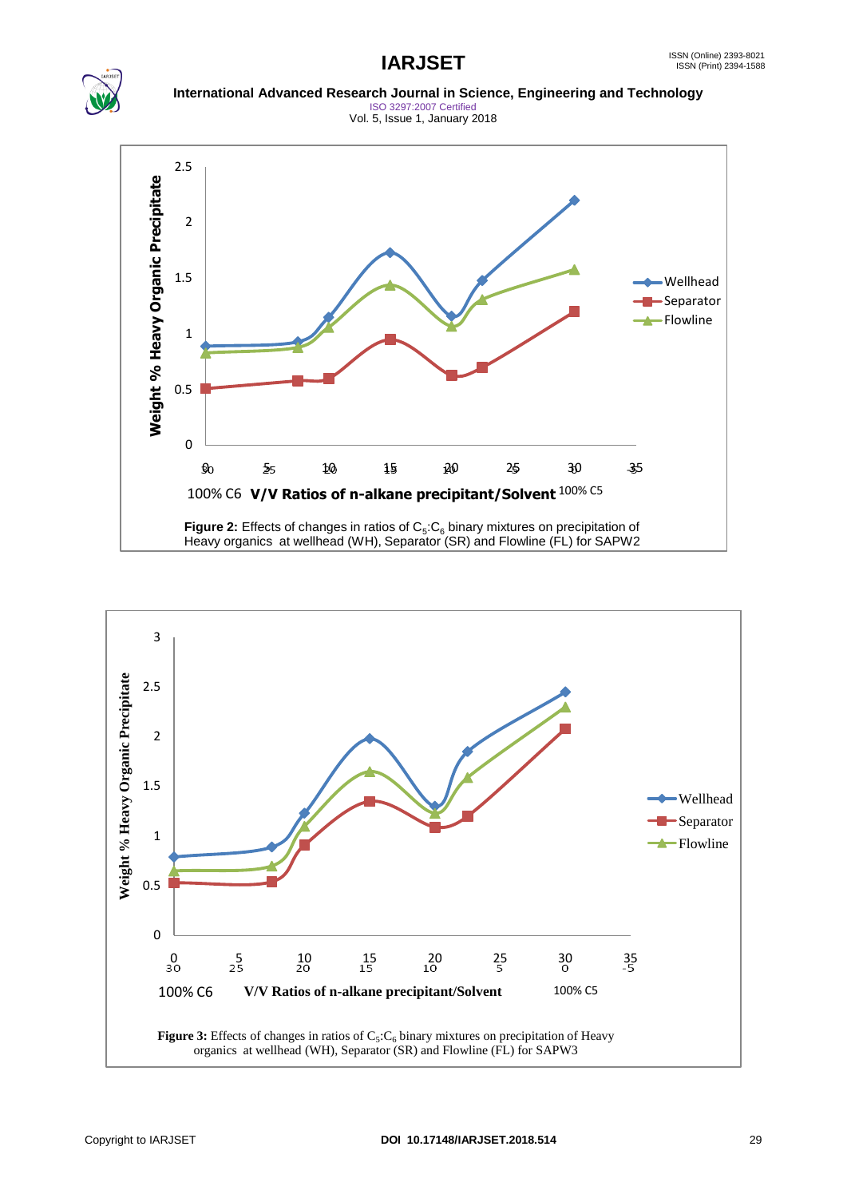**Figure 2:** Effects of changes in ratios of $C_5$:$C_6$ binary mixtures on precipitation of Heavy organics at wellhead (WH), Separator (SR) and Flowline (FL) for SAPW2

**Figure 3:** Effects of changes in ratios of $C_5$:$C_6$ binary mixtures on precipitation of Heavy organics at wellhead (WH), Separator (SR) and Flowline (FL) for SAPW3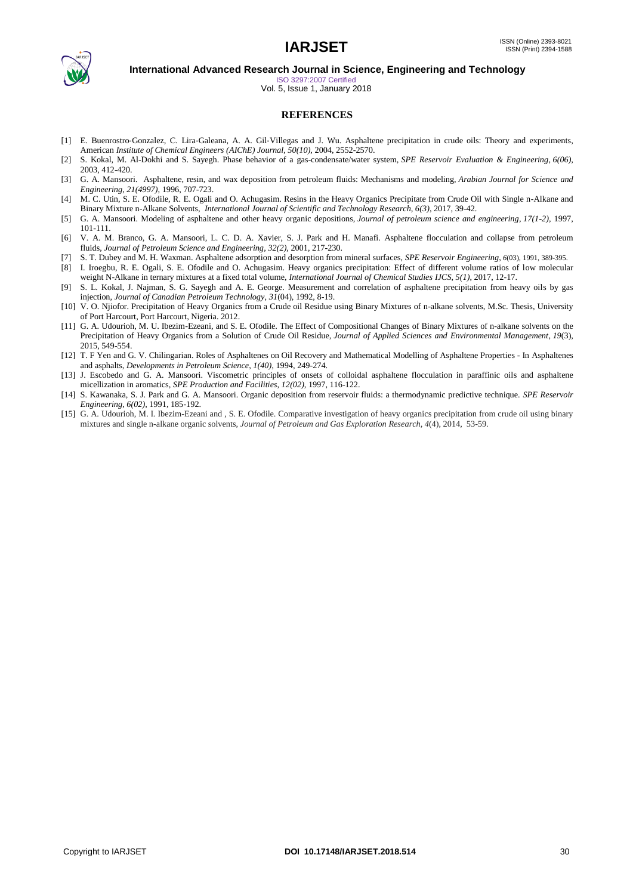## REFERENCES

[1] E. Buenrostro-Gonzalez, C. Lira-Galeana, A. A. Gil-Villegas and J. Wu. Asphaltene precipitation in crude oils: Theory and experiments, American *Institute of Chemical Engineers (AIChE) Journal*, *50(10)*, 2004, 2552-2570.

[2] S. Kokal, M. Al-Dokhi and S. Sayegh. Phase behavior of a gas-condensate/water system, *SPE Reservoir Evaluation & Engineering*, *6(06)*, 2003, 412-420.

[3] G. A. Mansoori. Asphaltene, resin, and wax deposition from petroleum fluids: Mechanisms and modeling, *Arabian Journal for Science and Engineering*, *21(4997)*, 1996, 707-723.

[4] M. C. Utin, S. E. Ofodile, R. E. Ogali and O. Achugasim. Resins in the Heavy Organics Precipitate from Crude Oil with Single n-Alkane and Binary Mixture n-Alkane Solvents, *International Journal of Scientific and Technology Research, 6(3)*, 2017, 39-42.

[5] G. A. Mansoori. Modeling of asphaltene and other heavy organic depositions, *Journal of petroleum science and engineering*, *17(1-2)*, 1997, 101-111.

[6] V. A. M. Branco, G. A. Mansoori, L. C. D. A. Xavier, S. J. Park and H. Manafi. Asphaltene flocculation and collapse from petroleum fluids, *Journal of Petroleum Science and Engineering*, *32(2)*, 2001, 217-230.

[7] S. T. Dubey and M. H. Waxman. Asphaltene adsorption and desorption from mineral surfaces, *SPE Reservoir Engineering*, *6*(03), 1991, 389-395.

[8] I. Iroegbu, R. E. Ogali, S. E. Ofodile and O. Achugasim. Heavy organics precipitation: Effect of different volume ratios of low molecular weight N-Alkane in ternary mixtures at a fixed total volume, *International Journal of Chemical Studies IJCS, 5(1)*, 2017, 12-17.

[9] S. L. Kokal, J. Najman, S. G. Sayegh and A. E. George. Measurement and correlation of asphaltene precipitation from heavy oils by gas injection, *Journal of Canadian Petroleum Technology*, *31*(04), 1992, 8-19.

[10] V. O. Njiofor. Precipitation of Heavy Organics from a Crude oil Residue using Binary Mixtures of n-alkane solvents, M.Sc. Thesis, University of Port Harcourt, Port Harcourt, Nigeria. 2012.

[11] G. A. Udourioh, M. U. Ibezim-Ezeani, and S. E. Ofodile. The Effect of Compositional Changes of Binary Mixtures of n-alkane solvents on the Precipitation of Heavy Organics from a Solution of Crude Oil Residue, *Journal of Applied Sciences and Environmental Management*, *19*(3), 2015, 549-554.

[12] T. F Yen and G. V. Chilingarian. Roles of Asphaltenes on Oil Recovery and Mathematical Modelling of Asphaltene Properties - In Asphaltenes and asphalts, *Developments in Petroleum Science*, *1(40)*, 1994, 249-274.

[13] J. Escobedo and G. A. Mansoori. Viscometric principles of onsets of colloidal asphaltene flocculation in paraffinic oils and asphaltene micellization in aromatics, *SPE Production and Facilities*, *12(02)*, 1997, 116-122.

[14] S. Kawanaka, S. J. Park and G. A. Mansoori. Organic deposition from reservoir fluids: a thermodynamic predictive technique. *SPE Reservoir Engineering*, *6(02)*, 1991, 185-192.

[15] G. A. Udourioh, M. I. Ibezim-Ezeani and , S. E. Ofodile. Comparative investigation of heavy organics precipitation from crude oil using binary mixtures and single n-alkane organic solvents, *Journal of Petroleum and Gas Exploration Research*, *4*(4), 2014, 53-59.